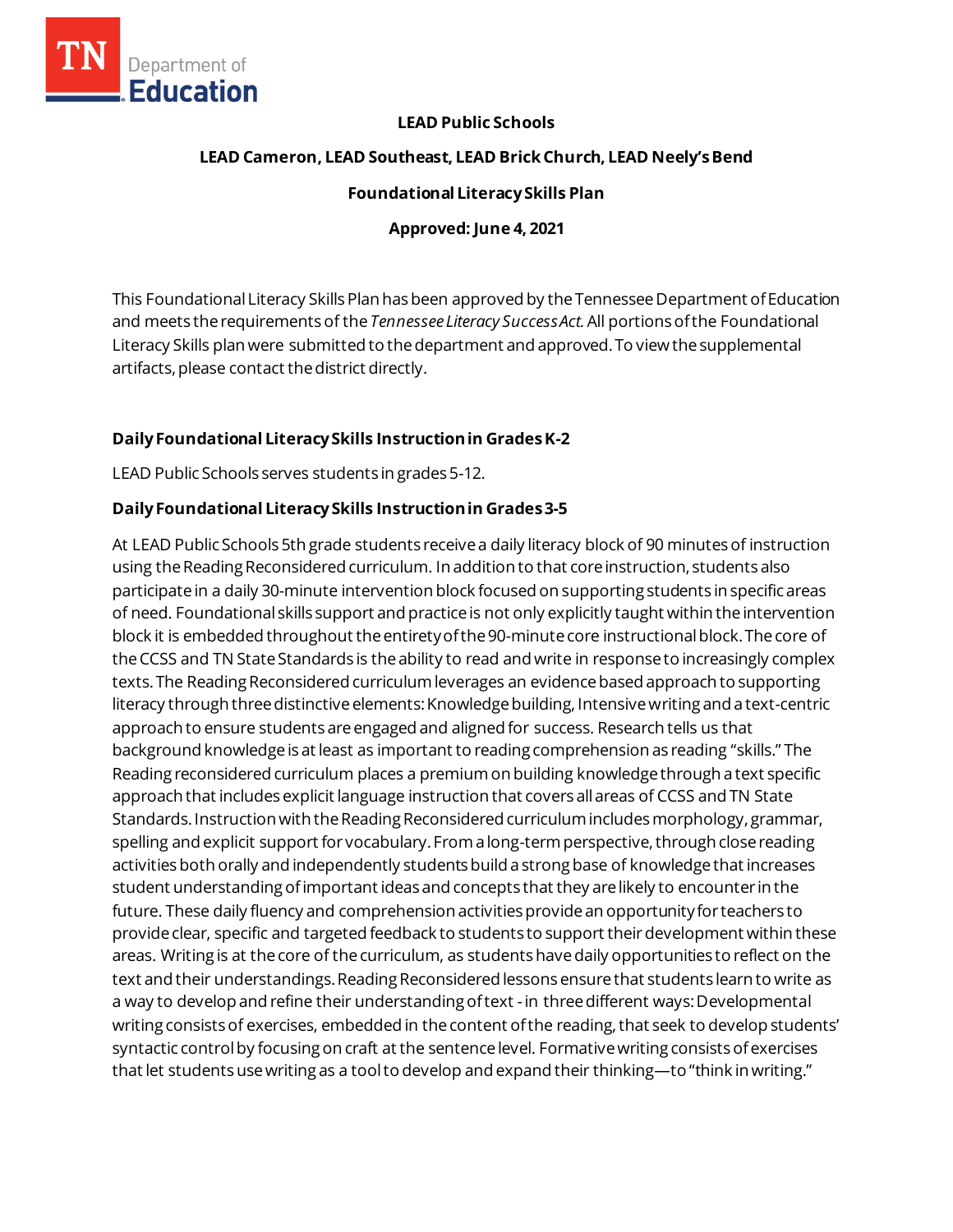**LEAD Public Schools**

**LEAD Cameron, LEAD Southeast, LEAD Brick Church, LEAD Neely's Bend**

**Foundational Literacy Skills Plan**

**Approved: June 4, 2021**

This Foundational Literacy Skills Plan has been approved by the Tennessee Department of Education and meets the requirements of the *Tennessee Literacy Success Act.* All portions of the Foundational Literacy Skills plan were submitted to the department and approved. To view the supplemental artifacts, please contact the district directly.

### Daily Foundational Literacy Skills Instruction in Grades K-2

LEAD Public Schools serves students in grades 5-12.

### Daily Foundational Literacy Skills Instruction in Grades 3-5

At LEAD Public Schools 5th grade students receive a daily literacy block of 90 minutes of instruction using the Reading Reconsidered curriculum. In addition to that core instruction, students also participate in a daily 30-minute intervention block focused on supporting students in specific areas of need. Foundational skills support and practice is not only explicitly taught within the intervention block it is embedded throughout the entirety of the 90-minute core instructional block. The core of the CCSS and TN State Standards is the ability to read and write in response to increasingly complex texts. The Reading Reconsidered curriculum leverages an evidence based approach to supporting literacy through three distinctive elements: Knowledge building, Intensive writing and a text-centric approach to ensure students are engaged and aligned for success. Research tells us that background knowledge is at least as important to reading comprehension as reading "skills." The Reading reconsidered curriculum places a premium on building knowledge through a text specific approach that includes explicit language instruction that covers all areas of CCSS and TN State Standards. Instruction with the Reading Reconsidered curriculum includes morphology, grammar, spelling and explicit support for vocabulary. From a long-term perspective, through close reading activities both orally and independently students build a strong base of knowledge that increases student understanding of important ideas and concepts that they are likely to encounter in the future. These daily fluency and comprehension activities provide an opportunity for teachers to provide clear, specific and targeted feedback to students to support their development within these areas. Writing is at the core of the curriculum, as students have daily opportunities to reflect on the text and their understandings. Reading Reconsidered lessons ensure that students learn to write as a way to develop and refine their understanding of text - in three different ways: Developmental writing consists of exercises, embedded in the content of the reading, that seek to develop students' syntactic control by focusing on craft at the sentence level. Formative writing consists of exercises that let students use writing as a tool to develop and expand their thinking—to "think in writing."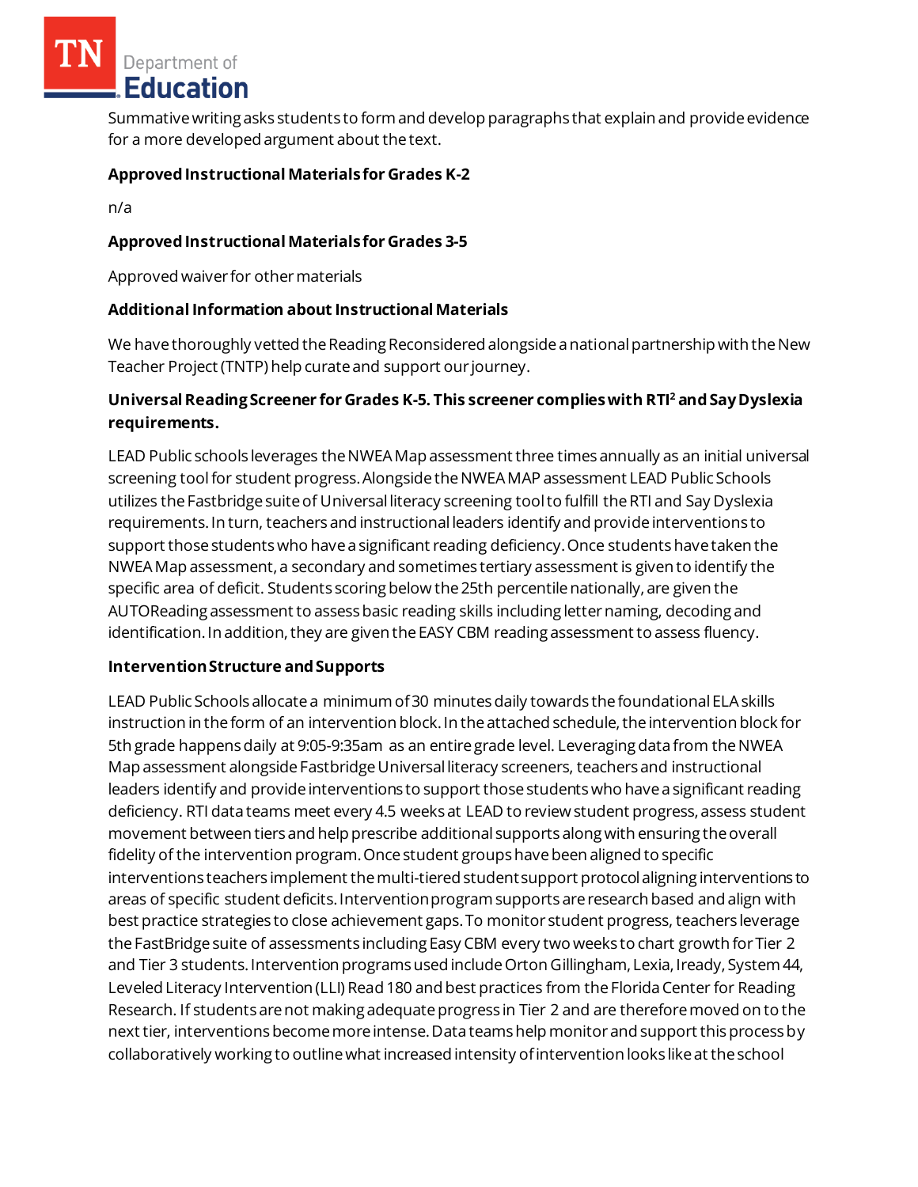Summative writing asks students to form and develop paragraphs that explain and provide evidence for a more developed argument about the text.

**Approved Instructional Materials for Grades K-2**

n/a

**Approved Instructional Materials for Grades 3-5**

Approved waiver for other materials

**Additional Information about Instructional Materials**

We have thoroughly vetted the Reading Reconsidered alongside a national partnership with the New Teacher Project (TNTP) help curate and support our journey.

**Universal Reading Screener for Grades K-5. This screener complies with RTI² and Say Dyslexia requirements.**

LEAD Public schools leverages the NWEA Map assessment three times annually as an initial universal screening tool for student progress. Alongside the NWEA MAP assessment LEAD Public Schools utilizes the Fastbridge suite of Universal literacy screening tool to fulfill the RTI and Say Dyslexia requirements. In turn, teachers and instructional leaders identify and provide interventions to support those students who have a significant reading deficiency. Once students have taken the NWEA Map assessment, a secondary and sometimes tertiary assessment is given to identify the specific area of deficit. Students scoring below the 25th percentile nationally, are given the AUTOReading assessment to assess basic reading skills including letter naming, decoding and identification. In addition, they are given the EASY CBM reading assessment to assess fluency.

**Intervention Structure and Supports**

LEAD Public Schools allocate a minimum of 30 minutes daily towards the foundational ELA skills instruction in the form of an intervention block. In the attached schedule, the intervention block for 5th grade happens daily at 9:05-9:35am as an entire grade level. Leveraging data from the NWEA Map assessment alongside Fastbridge Universal literacy screeners, teachers and instructional leaders identify and provide interventions to support those students who have a significant reading deficiency. RTI data teams meet every 4.5 weeks at LEAD to review student progress, assess student movement between tiers and help prescribe additional supports along with ensuring the overall fidelity of the intervention program. Once student groups have been aligned to specific interventions teachers implement the multi-tiered student support protocol aligning interventions to areas of specific student deficits. Intervention program supports are research based and align with best practice strategies to close achievement gaps. To monitor student progress, teachers leverage the FastBridge suite of assessments including Easy CBM every two weeks to chart growth for Tier 2 and Tier 3 students. Intervention programs used include Orton Gillingham, Lexia, Iready, System 44, Leveled Literacy Intervention (LLI) Read 180 and best practices from the Florida Center for Reading Research. If students are not making adequate progress in Tier 2 and are therefore moved on to the next tier, interventions become more intense. Data teams help monitor and support this process by collaboratively working to outline what increased intensity of intervention looks like at the school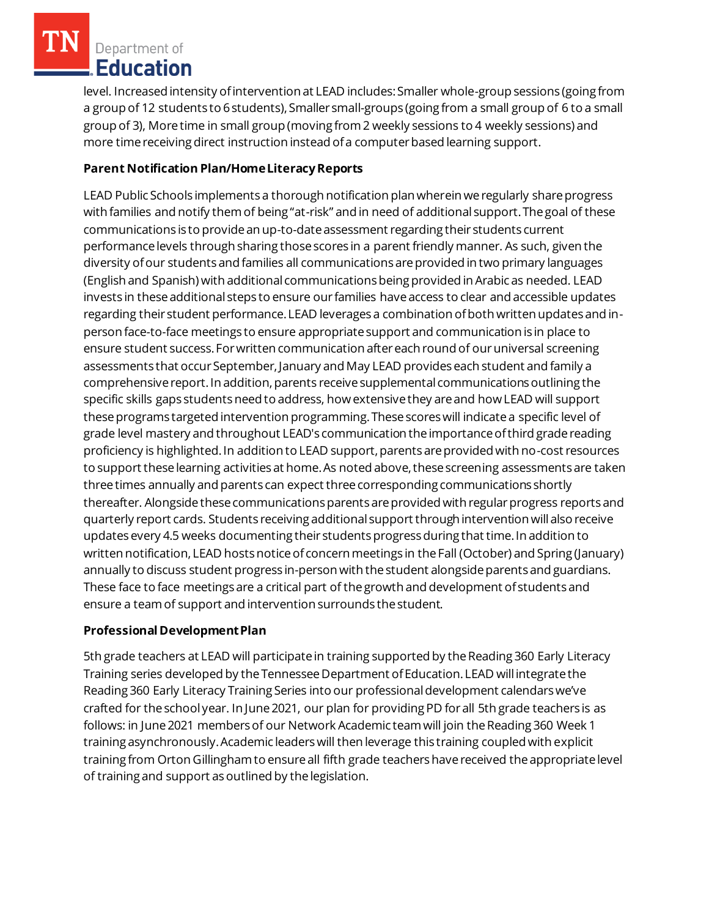level. Increased intensity of intervention at LEAD includes: Smaller whole-group sessions (going from a group of 12 students to 6 students), Smaller small-groups (going from a small group of 6 to a small group of 3), More time in small group (moving from 2 weekly sessions to 4 weekly sessions) and more time receiving direct instruction instead of a computer based learning support.

**Parent Notification Plan/Home Literacy Reports**

LEAD Public Schools implements a thorough notification plan wherein we regularly share progress with families and notify them of being "at-risk" and in need of additional support. The goal of these communications is to provide an up-to-date assessment regarding their students current performance levels through sharing those scores in a parent friendly manner. As such, given the diversity of our students and families all communications are provided in two primary languages (English and Spanish) with additional communications being provided in Arabic as needed. LEAD invests in these additional steps to ensure our families have access to clear and accessible updates regarding their student performance. LEAD leverages a combination of both written updates and in-person face-to-face meetings to ensure appropriate support and communication is in place to ensure student success. For written communication after each round of our universal screening assessments that occur September, January and May LEAD provides each student and family a comprehensive report. In addition, parents receive supplemental communications outlining the specific skills gaps students need to address, how extensive they are and how LEAD will support these programs targeted intervention programming. These scores will indicate a specific level of grade level mastery and throughout LEAD's communication the importance of third grade reading proficiency is highlighted. In addition to LEAD support, parents are provided with no-cost resources to support these learning activities at home. As noted above, these screening assessments are taken three times annually and parents can expect three corresponding communications shortly thereafter. Alongside these communications parents are provided with regular progress reports and quarterly report cards. Students receiving additional support through intervention will also receive updates every 4.5 weeks documenting their students progress during that time. In addition to written notification, LEAD hosts notice of concern meetings in the Fall (October) and Spring (January) annually to discuss student progress in-person with the student alongside parents and guardians. These face to face meetings are a critical part of the growth and development of students and ensure a team of support and intervention surrounds the student.

**Professional Development Plan**

5th grade teachers at LEAD will participate in training supported by the Reading 360 Early Literacy Training series developed by the Tennessee Department of Education. LEAD will integrate the Reading 360 Early Literacy Training Series into our professional development calendars we've crafted for the school year. In June 2021, our plan for providing PD for all 5th grade teachers is as follows: in June 2021 members of our Network Academic team will join the Reading 360 Week 1 training asynchronously. Academic leaders will then leverage this training coupled with explicit training from Orton Gillingham to ensure all fifth grade teachers have received the appropriate level of training and support as outlined by the legislation.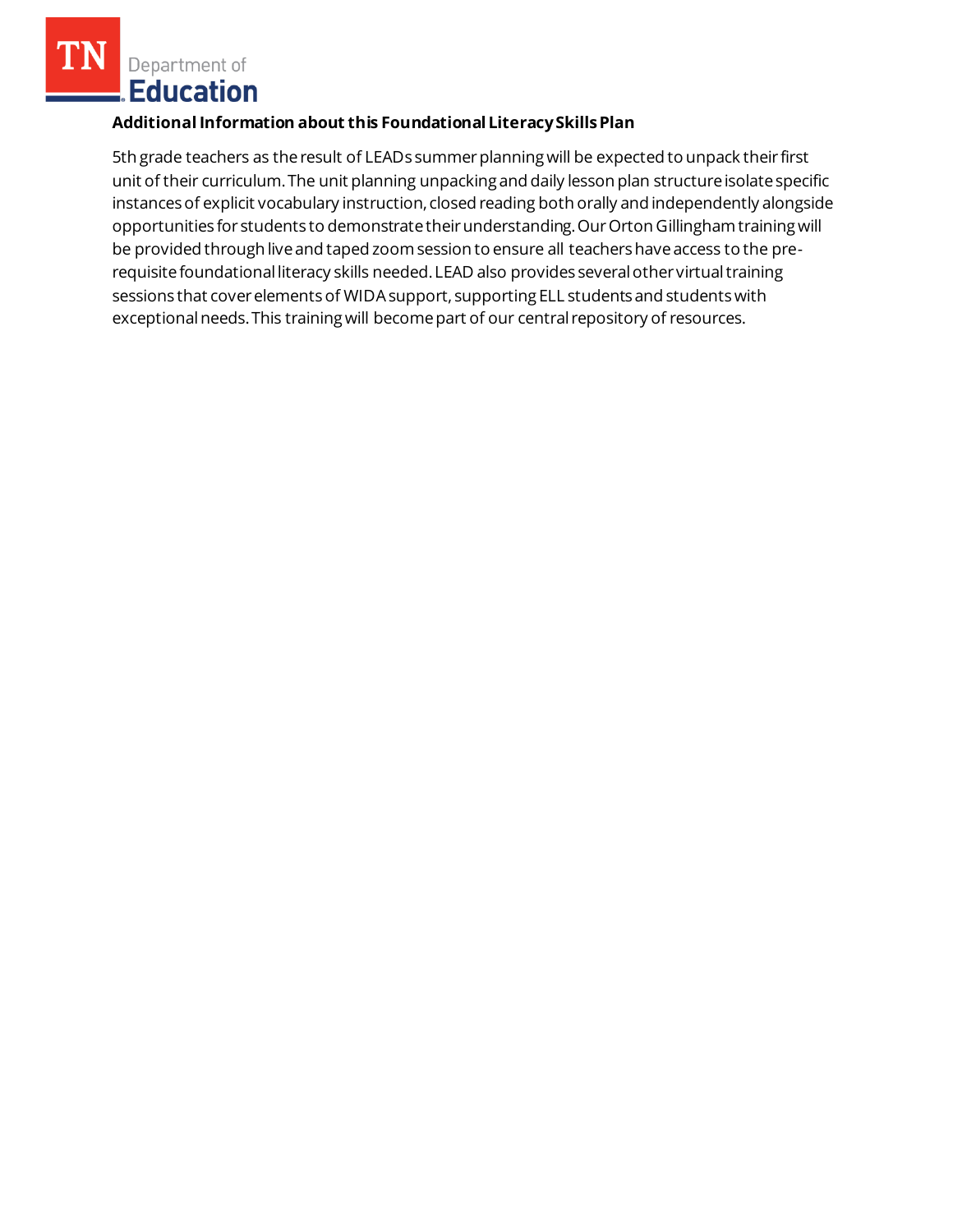**Additional Information about this Foundational Literacy Skills Plan**

5th grade teachers as the result of LEADs summer planning will be expected to unpack their first unit of their curriculum. The unit planning unpacking and daily lesson plan structure isolate specific instances of explicit vocabulary instruction, closed reading both orally and independently alongside opportunities for students to demonstrate their understanding. Our Orton Gillingham training will be provided through live and taped zoom session to ensure all teachers have access to the pre-requisite foundational literacy skills needed. LEAD also provides several other virtual training sessions that cover elements of WIDA support, supporting ELL students and students with exceptional needs. This training will become part of our central repository of resources.